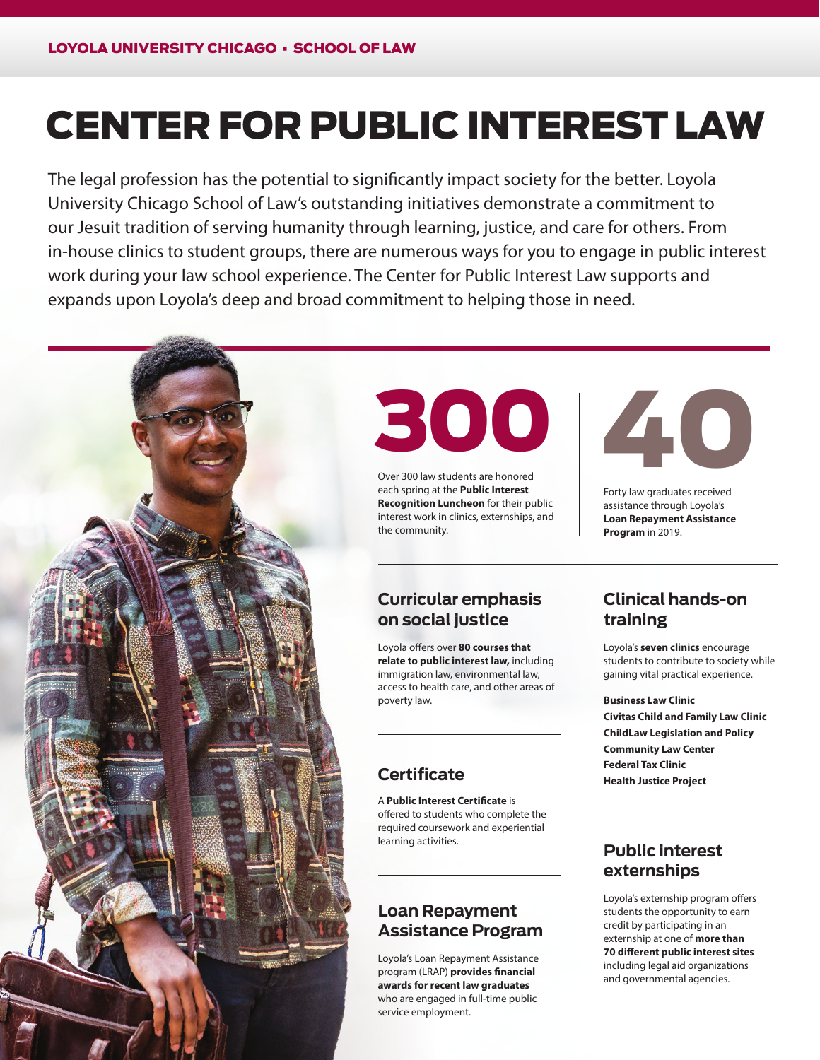LOYOLA UNIVERSITY CHICAGO • SCHOOL OF LAW

# CENTER FOR PUBLIC INTEREST LAW

The legal profession has the potential to significantly impact society for the better. Loyola University Chicago School of Law's outstanding initiatives demonstrate a commitment to our Jesuit tradition of serving humanity through learning, justice, and care for others. From in-house clinics to student groups, there are numerous ways for you to engage in public interest work during your law school experience. The Center for Public Interest Law supports and expands upon Loyola's deep and broad commitment to helping those in need.

## 300

Over 300 law students are honored each spring at the **Public Interest Recognition Luncheon** for their public interest work in clinics, externships, and the community.

## 40

Forty law graduates received assistance through Loyola's **Loan Repayment Assistance Program** in 2019.

## Curricular emphasis on social justice

Loyola offers over **80 courses that relate to public interest law,** including immigration law, environmental law, access to health care, and other areas of poverty law.

## Certificate

A **Public Interest Certificate** is offered to students who complete the required coursework and experiential learning activities.

## Loan Repayment Assistance Program

Loyola's Loan Repayment Assistance program (LRAP) **provides financial awards for recent law graduates** who are engaged in full-time public service employment.

## Clinical hands-on training

Loyola's **seven clinics** encourage students to contribute to society while gaining vital practical experience.

**Business Law Clinic**
**Civitas Child and Family Law Clinic**
**ChildLaw Legislation and Policy**
**Community Law Center**
**Federal Tax Clinic**
**Health Justice Project**

## Public interest externships

Loyola's externship program offers students the opportunity to earn credit by participating in an externship at one of **more than 70 different public interest sites** including legal aid organizations and governmental agencies.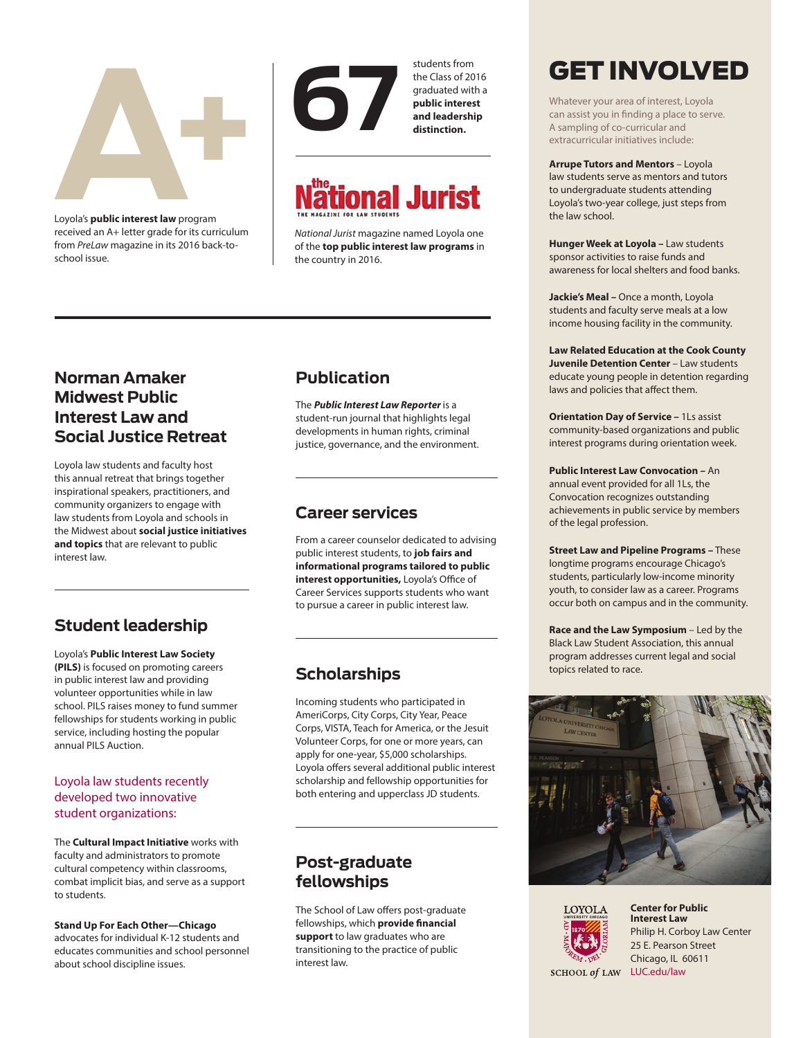A+

Loyola's **public interest law** program received an A+ letter grade for its curriculum from *PreLaw* magazine in its 2016 back-to-school issue.

**67** students from the Class of 2016 graduated with a **public interest and leadership distinction.**

the National Jurist
THE MAGAZINE FOR LAW STUDENTS

*National Jurist* magazine named Loyola one of the **top public interest law programs** in the country in 2016.

## Norman Amaker Midwest Public Interest Law and Social Justice Retreat

Loyola law students and faculty host this annual retreat that brings together inspirational speakers, practitioners, and community organizers to engage with law students from Loyola and schools in the Midwest about **social justice initiatives and topics** that are relevant to public interest law.

## Student leadership

Loyola's **Public Interest Law Society (PILS)** is focused on promoting careers in public interest law and providing volunteer opportunities while in law school. PILS raises money to fund summer fellowships for students working in public service, including hosting the popular annual PILS Auction.

Loyola law students recently developed two innovative student organizations:

The **Cultural Impact Initiative** works with faculty and administrators to promote cultural competency within classrooms, combat implicit bias, and serve as a support to students.

**Stand Up For Each Other—Chicago** advocates for individual K-12 students and educates communities and school personnel about school discipline issues.

## Publication

The ***Public Interest Law Reporter*** is a student-run journal that highlights legal developments in human rights, criminal justice, governance, and the environment.

## Career services

From a career counselor dedicated to advising public interest students, to **job fairs and informational programs tailored to public interest opportunities,** Loyola's Office of Career Services supports students who want to pursue a career in public interest law.

## Scholarships

Incoming students who participated in AmeriCorps, City Corps, City Year, Peace Corps, VISTA, Teach for America, or the Jesuit Volunteer Corps, for one or more years, can apply for one-year, $5,000 scholarships. Loyola offers several additional public interest scholarship and fellowship opportunities for both entering and upperclass JD students.

## Post-graduate fellowships

The School of Law offers post-graduate fellowships, which **provide financial support** to law graduates who are transitioning to the practice of public interest law.

# GET INVOLVED

Whatever your area of interest, Loyola can assist you in finding a place to serve. A sampling of co-curricular and extracurricular initiatives include:

**Arrupe Tutors and Mentors** – Loyola law students serve as mentors and tutors to undergraduate students attending Loyola's two-year college, just steps from the law school.

**Hunger Week at Loyola –** Law students sponsor activities to raise funds and awareness for local shelters and food banks.

**Jackie's Meal –** Once a month, Loyola students and faculty serve meals at a low income housing facility in the community.

**Law Related Education at the Cook County Juvenile Detention Center** – Law students educate young people in detention regarding laws and policies that affect them.

**Orientation Day of Service –** 1Ls assist community-based organizations and public interest programs during orientation week.

**Public Interest Law Convocation –** An annual event provided for all 1Ls, the Convocation recognizes outstanding achievements in public service by members of the legal profession.

**Street Law and Pipeline Programs –** These longtime programs encourage Chicago's students, particularly low-income minority youth, to consider law as a career. Programs occur both on campus and in the community.

**Race and the Law Symposium** – Led by the Black Law Student Association, this annual program addresses current legal and social topics related to race.

LOYOLA UNIVERSITY CHICAGO SCHOOL of LAW

**Center for Public Interest Law**
Philip H. Corboy Law Center
25 E. Pearson Street
Chicago, IL 60611
LUC.edu/law